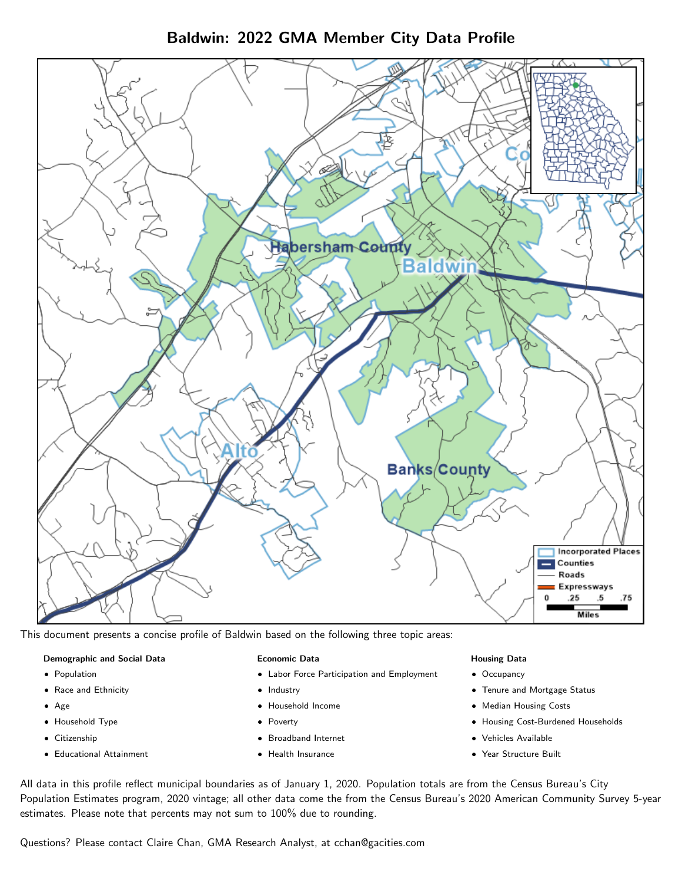# Baldwin: 2022 GMA Member City Data Profile

This document presents a concise profile of Baldwin based on the following three topic areas:

**Demographic and Social Data**

- Population
- Race and Ethnicity
- Age
- Household Type
- Citizenship
- Educational Attainment

**Economic Data**

- Labor Force Participation and Employment
- Industry
- Household Income
- Poverty
- Broadband Internet
- Health Insurance

**Housing Data**

- Occupancy
- Tenure and Mortgage Status
- Median Housing Costs
- Housing Cost-Burdened Households
- Vehicles Available
- Year Structure Built

All data in this profile reflect municipal boundaries as of January 1, 2020. Population totals are from the Census Bureau's City Population Estimates program, 2020 vintage; all other data come the from the Census Bureau's 2020 American Community Survey 5-year estimates. Please note that percents may not sum to 100% due to rounding.

Questions? Please contact Claire Chan, GMA Research Analyst, at cchan@gacities.com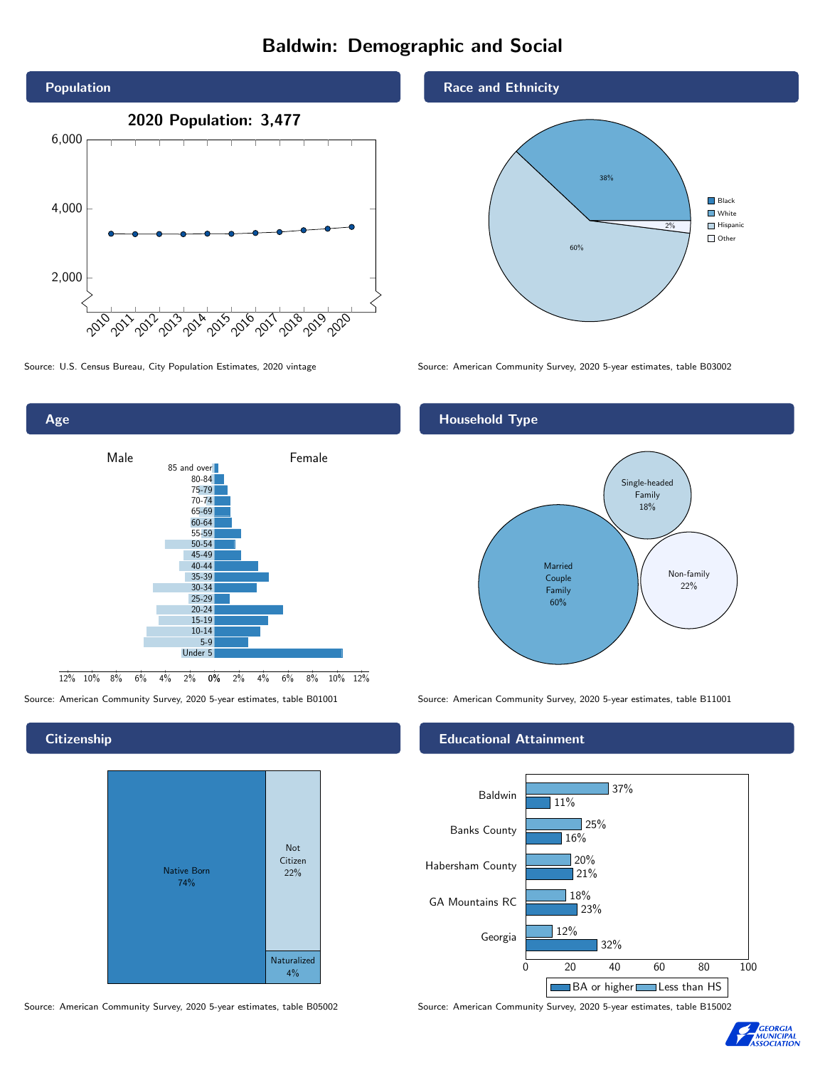# Baldwin: Demographic and Social

## Population

2020 Population: 3,477

Source: U.S. Census Bureau, City Population Estimates, 2020 vintage

## Race and Ethnicity

| Race/Ethnicity | Share |
|---|---|
| Black | 0% |
| White | 38% |
| Hispanic | 60% |
| Other | 2% |

Source: American Community Survey, 2020 5-year estimates, table B03002

## Age

Source: American Community Survey, 2020 5-year estimates, table B01001

## Household Type

| Household Type | Share |
|---|---|
| Married Couple Family | 60% |
| Single-headed Family | 18% |
| Non-family | 22% |

Source: American Community Survey, 2020 5-year estimates, table B11001

## Citizenship

| Citizenship | Share |
|---|---|
| Native Born | 74% |
| Not Citizen | 22% |
| Naturalized | 4% |

Source: American Community Survey, 2020 5-year estimates, table B05002

## Educational Attainment

| | Less than HS | BA or higher |
|---|---|---|
| Baldwin | 37% | 11% |
| Banks County | 25% | 16% |
| Habersham County | 20% | 21% |
| GA Mountains RC | 18% | 23% |
| Georgia | 12% | 32% |

Source: American Community Survey, 2020 5-year estimates, table B15002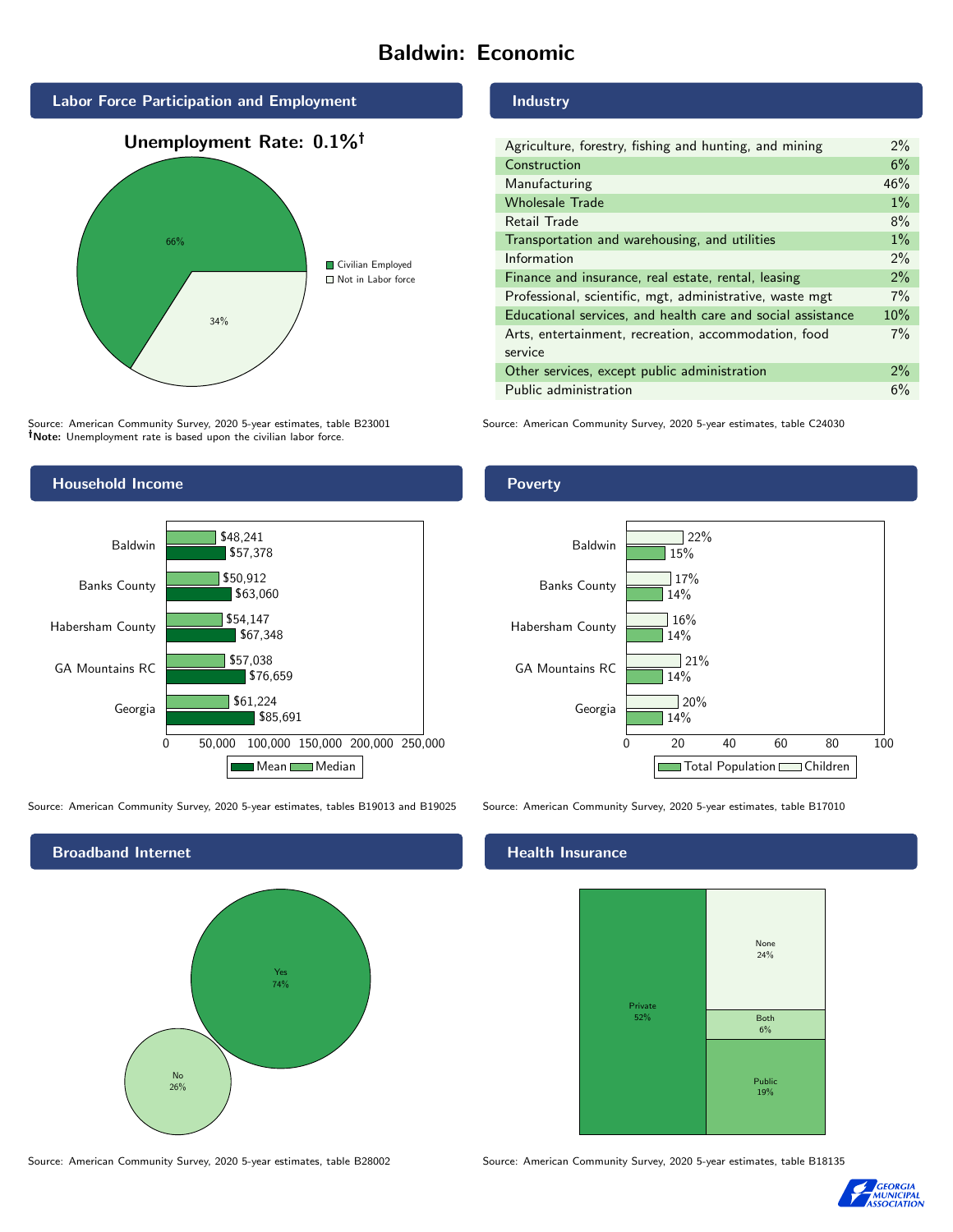# Baldwin: Economic

## Labor Force Participation and Employment

**Unemployment Rate: 0.1%†**

| Category | Percent |
|---|---|
| Civilian Employed | 66% |
| Not in Labor force | 34% |

Source: American Community Survey, 2020 5-year estimates, table B23001
**†Note:** Unemployment rate is based upon the civilian labor force.

## Industry

| Industry | Percent |
|---|---|
| Agriculture, forestry, fishing and hunting, and mining | 2% |
| Construction | 6% |
| Manufacturing | 46% |
| Wholesale Trade | 1% |
| Retail Trade | 8% |
| Transportation and warehousing, and utilities | 1% |
| Information | 2% |
| Finance and insurance, real estate, rental, leasing | 2% |
| Professional, scientific, mgt, administrative, waste mgt | 7% |
| Educational services, and health care and social assistance | 10% |
| Arts, entertainment, recreation, accommodation, food service | 7% |
| Other services, except public administration | 2% |
| Public administration | 6% |

Source: American Community Survey, 2020 5-year estimates, table C24030

## Household Income

| | Median | Mean |
|---|---|---|
| Baldwin | $48,241 | $57,378 |
| Banks County | $50,912 | $63,060 |
| Habersham County | $54,147 | $67,348 |
| GA Mountains RC | $57,038 | $76,659 |
| Georgia | $61,224 | $85,691 |

Source: American Community Survey, 2020 5-year estimates, tables B19013 and B19025

## Poverty

| | Children | Total Population |
|---|---|---|
| Baldwin | 22% | 15% |
| Banks County | 17% | 14% |
| Habersham County | 16% | 14% |
| GA Mountains RC | 21% | 14% |
| Georgia | 20% | 14% |

Source: American Community Survey, 2020 5-year estimates, table B17010

## Broadband Internet

| Response | Percent |
|---|---|
| Yes | 74% |
| No | 26% |

Source: American Community Survey, 2020 5-year estimates, table B28002

## Health Insurance

| Type | Percent |
|---|---|
| Private | 52% |
| None | 24% |
| Both | 6% |
| Public | 19% |

Source: American Community Survey, 2020 5-year estimates, table B18135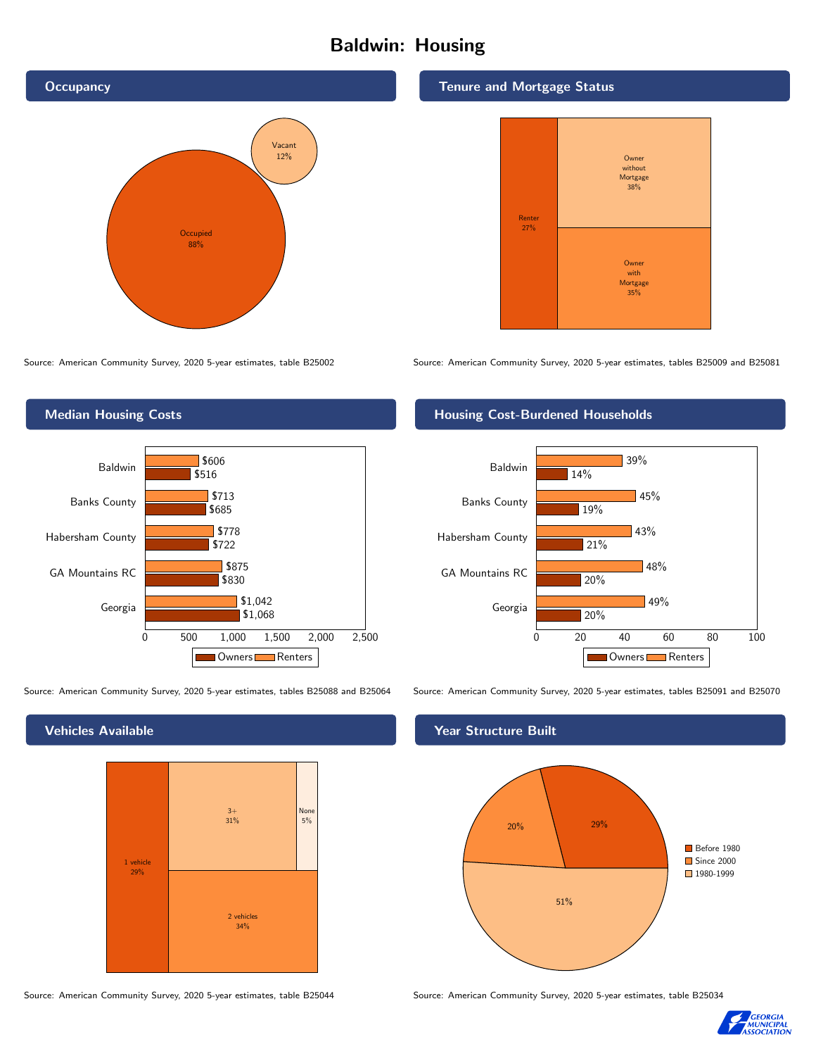# Baldwin: Housing

## Occupancy

Vacant
12%

Occupied
88%

Source: American Community Survey, 2020 5-year estimates, table B25002

## Tenure and Mortgage Status

Renter
27%

Owner
without
Mortgage
38%

Owner
with
Mortgage
35%

Source: American Community Survey, 2020 5-year estimates, tables B25009 and B25081

## Median Housing Costs

Baldwin
$606
$516

Banks County
$713
$685

Habersham County
$778
$722

GA Mountains RC
$875
$830

Georgia
$1,042
$1,068

0 500 1,000 1,500 2,000 2,500

Owners Renters

Source: American Community Survey, 2020 5-year estimates, tables B25088 and B25064

## Housing Cost-Burdened Households

Baldwin
39%
14%

Banks County
45%
19%

Habersham County
43%
21%

GA Mountains RC
48%
20%

Georgia
49%
20%

0 20 40 60 80 100

Owners Renters

Source: American Community Survey, 2020 5-year estimates, tables B25091 and B25070

## Vehicles Available

1 vehicle
29%

3+
31%

None
5%

2 vehicles
34%

Source: American Community Survey, 2020 5-year estimates, table B25044

## Year Structure Built

29%

20%

51%

Before 1980
Since 2000
1980-1999

Source: American Community Survey, 2020 5-year estimates, table B25034